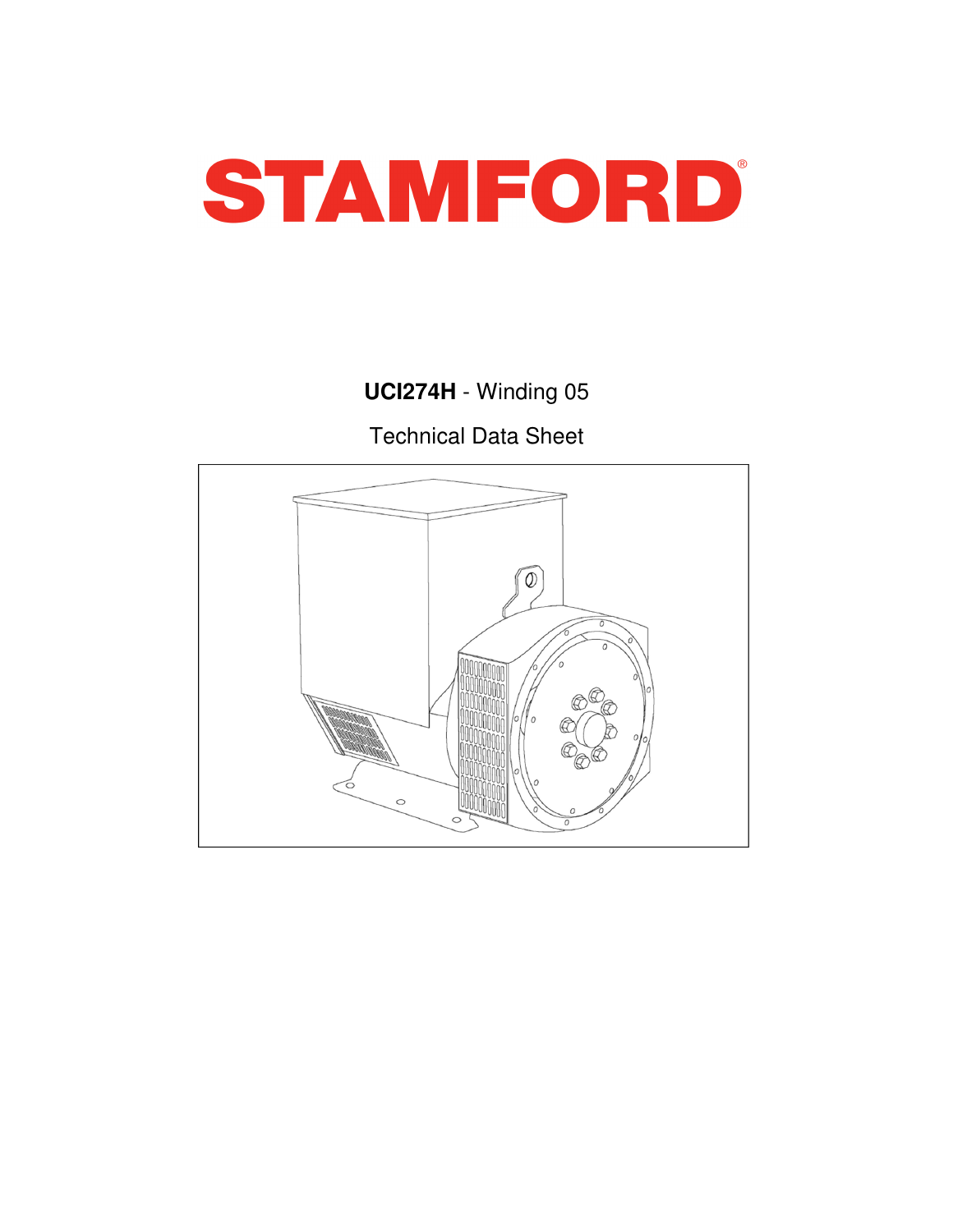# STAMFORD®

**UCI274H** - Winding 05

Technical Data Sheet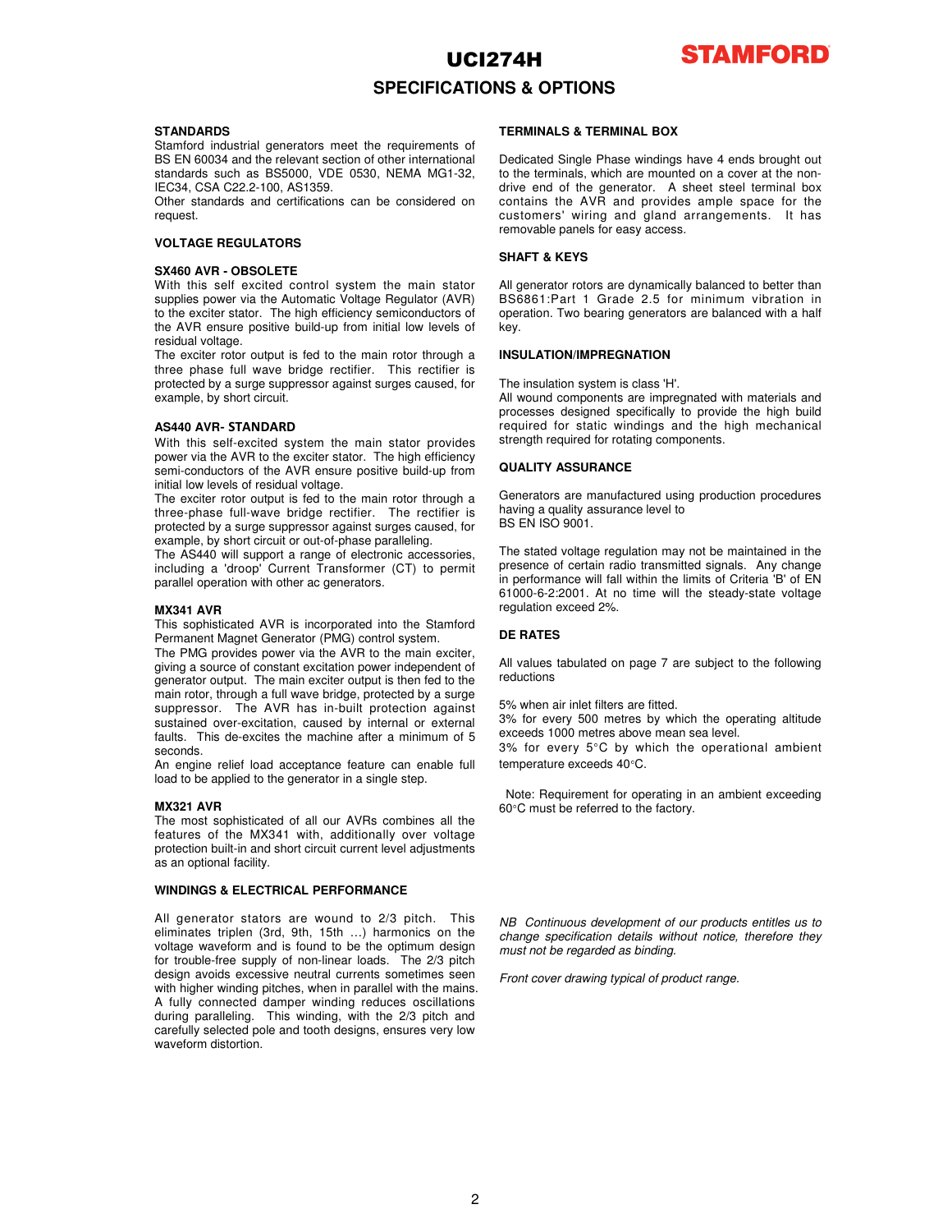# UCI274H

## SPECIFICATIONS & OPTIONS

### STANDARDS

Stamford industrial generators meet the requirements of BS EN 60034 and the relevant section of other international standards such as BS5000, VDE 0530, NEMA MG1-32, IEC34, CSA C22.2-100, AS1359.
Other standards and certifications can be considered on request.

### VOLTAGE REGULATORS

#### SX460 AVR - OBSOLETE

With this self excited control system the main stator supplies power via the Automatic Voltage Regulator (AVR) to the exciter stator. The high efficiency semiconductors of the AVR ensure positive build-up from initial low levels of residual voltage.
The exciter rotor output is fed to the main rotor through a three phase full wave bridge rectifier. This rectifier is protected by a surge suppressor against surges caused, for example, by short circuit.

#### AS440 AVR- STANDARD

With this self-excited system the main stator provides power via the AVR to the exciter stator. The high efficiency semi-conductors of the AVR ensure positive build-up from initial low levels of residual voltage.
The exciter rotor output is fed to the main rotor through a three-phase full-wave bridge rectifier. The rectifier is protected by a surge suppressor against surges caused, for example, by short circuit or out-of-phase paralleling.
The AS440 will support a range of electronic accessories, including a 'droop' Current Transformer (CT) to permit parallel operation with other ac generators.

#### MX341 AVR

This sophisticated AVR is incorporated into the Stamford Permanent Magnet Generator (PMG) control system.
The PMG provides power via the AVR to the main exciter, giving a source of constant excitation power independent of generator output. The main exciter output is then fed to the main rotor, through a full wave bridge, protected by a surge suppressor. The AVR has in-built protection against sustained over-excitation, caused by internal or external faults. This de-excites the machine after a minimum of 5 seconds.
An engine relief load acceptance feature can enable full load to be applied to the generator in a single step.

#### MX321 AVR

The most sophisticated of all our AVRs combines all the features of the MX341 with, additionally over voltage protection built-in and short circuit current level adjustments as an optional facility.

### WINDINGS & ELECTRICAL PERFORMANCE

All generator stators are wound to 2/3 pitch. This eliminates triplen (3rd, 9th, 15th …) harmonics on the voltage waveform and is found to be the optimum design for trouble-free supply of non-linear loads. The 2/3 pitch design avoids excessive neutral currents sometimes seen with higher winding pitches, when in parallel with the mains. A fully connected damper winding reduces oscillations during paralleling. This winding, with the 2/3 pitch and carefully selected pole and tooth designs, ensures very low waveform distortion.

### TERMINALS & TERMINAL BOX

Dedicated Single Phase windings have 4 ends brought out to the terminals, which are mounted on a cover at the non-drive end of the generator. A sheet steel terminal box contains the AVR and provides ample space for the customers' wiring and gland arrangements. It has removable panels for easy access.

### SHAFT & KEYS

All generator rotors are dynamically balanced to better than BS6861:Part 1 Grade 2.5 for minimum vibration in operation. Two bearing generators are balanced with a half key.

### INSULATION/IMPREGNATION

The insulation system is class 'H'.
All wound components are impregnated with materials and processes designed specifically to provide the high build required for static windings and the high mechanical strength required for rotating components.

### QUALITY ASSURANCE

Generators are manufactured using production procedures having a quality assurance level to
BS EN ISO 9001.

The stated voltage regulation may not be maintained in the presence of certain radio transmitted signals. Any change in performance will fall within the limits of Criteria 'B' of EN 61000-6-2:2001. At no time will the steady-state voltage regulation exceed 2%.

### DE RATES

All values tabulated on page 7 are subject to the following reductions

5% when air inlet filters are fitted.
3% for every 500 metres by which the operating altitude exceeds 1000 metres above mean sea level.
3% for every 5°C by which the operational ambient temperature exceeds 40°C.

Note: Requirement for operating in an ambient exceeding 60°C must be referred to the factory.

*NB Continuous development of our products entitles us to change specification details without notice, therefore they must not be regarded as binding.*

*Front cover drawing typical of product range.*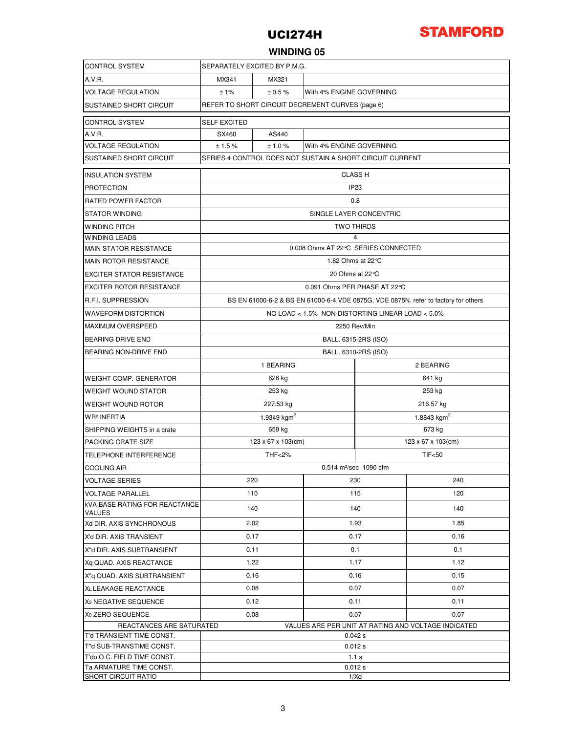# UCI274H

**STAMFORD**

## WINDING 05

| CONTROL SYSTEM | SEPARATELY EXCITED BY P.M.G. | | |
|---|---|---|---|
| A.V.R. | MX341 | MX321 | |
| VOLTAGE REGULATION | ± 1% | ± 0.5 % | With 4% ENGINE GOVERNING |
| SUSTAINED SHORT CIRCUIT | REFER TO SHORT CIRCUIT DECREMENT CURVES (page 6) | | |

| CONTROL SYSTEM | SELF EXCITED | | |
|---|---|---|---|
| A.V.R. | SX460 | AS440 | |
| VOLTAGE REGULATION | ± 1.5 % | ± 1.0 % | With 4% ENGINE GOVERNING |
| SUSTAINED SHORT CIRCUIT | SERIES 4 CONTROL DOES NOT SUSTAIN A SHORT CIRCUIT CURRENT | | |

| INSULATION SYSTEM | CLASS H | | |
|---|---|---|---|
| PROTECTION | IP23 | | |
| RATED POWER FACTOR | 0.8 | | |
| STATOR WINDING | SINGLE LAYER CONCENTRIC | | |
| WINDING PITCH | TWO THIRDS | | |
| WINDING LEADS | 4 | | |
| MAIN STATOR RESISTANCE | 0.008 Ohms AT 22°C SERIES CONNECTED | | |
| MAIN ROTOR RESISTANCE | 1.82 Ohms at 22°C | | |
| EXCITER STATOR RESISTANCE | 20 Ohms at 22°C | | |
| EXCITER ROTOR RESISTANCE | 0.091 Ohms PER PHASE AT 22°C | | |
| R.F.I. SUPPRESSION | BS EN 61000-6-2 & BS EN 61000-6-4,VDE 0875G, VDE 0875N. refer to factory for others | | |
| WAVEFORM DISTORTION | NO LOAD < 1.5% NON-DISTORTING LINEAR LOAD < 5.0% | | |
| MAXIMUM OVERSPEED | 2250 Rev/Min | | |
| BEARING DRIVE END | BALL. 6315-2RS (ISO) | | |
| BEARING NON-DRIVE END | BALL. 6310-2RS (ISO) | | |
| | 1 BEARING | 2 BEARING | |
| WEIGHT COMP. GENERATOR | 626 kg | 641 kg | |
| WEIGHT WOUND STATOR | 253 kg | 253 kg | |
| WEIGHT WOUND ROTOR | 227.53 kg | 216.57 kg | |
| WR² INERTIA | 1.9349 kgm² | 1.8843 kgm² | |
| SHIPPING WEIGHTS in a crate | 659 kg | 673 kg | |
| PACKING CRATE SIZE | 123 x 67 x 103(cm) | 123 x 67 x 103(cm) | |
| TELEPHONE INTERFERENCE | THF<2% | TIF<50 | |
| COOLING AIR | 0.514 m³/sec 1090 cfm | | |
| VOLTAGE SERIES | 220 | 230 | 240 |
| VOLTAGE PARALLEL | 110 | 115 | 120 |
| kVA BASE RATING FOR REACTANCE VALUES | 140 | 140 | 140 |
| Xd DIR. AXIS SYNCHRONOUS | 2.02 | 1.93 | 1.85 |
| X'd DIR. AXIS TRANSIENT | 0.17 | 0.17 | 0.16 |
| X''d DIR. AXIS SUBTRANSIENT | 0.11 | 0.1 | 0.1 |
| Xq QUAD. AXIS REACTANCE | 1.22 | 1.17 | 1.12 |
| X''q QUAD. AXIS SUBTRANSIENT | 0.16 | 0.16 | 0.15 |
| $X_L$ LEAKAGE REACTANCE | 0.08 | 0.07 | 0.07 |
| $X_2$ NEGATIVE SEQUENCE | 0.12 | 0.11 | 0.11 |
| $X_0$ ZERO SEQUENCE | 0.08 | 0.07 | 0.07 |
| REACTANCES ARE SATURATED | VALUES ARE PER UNIT AT RATING AND VOLTAGE INDICATED | | |
| T'd TRANSIENT TIME CONST. | 0.042 s | | |
| T''d SUB-TRANSTIME CONST. | 0.012 s | | |
| T'do O.C. FIELD TIME CONST. | 1.1 s | | |
| Ta ARMATURE TIME CONST. | 0.012 s | | |
| SHORT CIRCUIT RATIO | 1/Xd | | |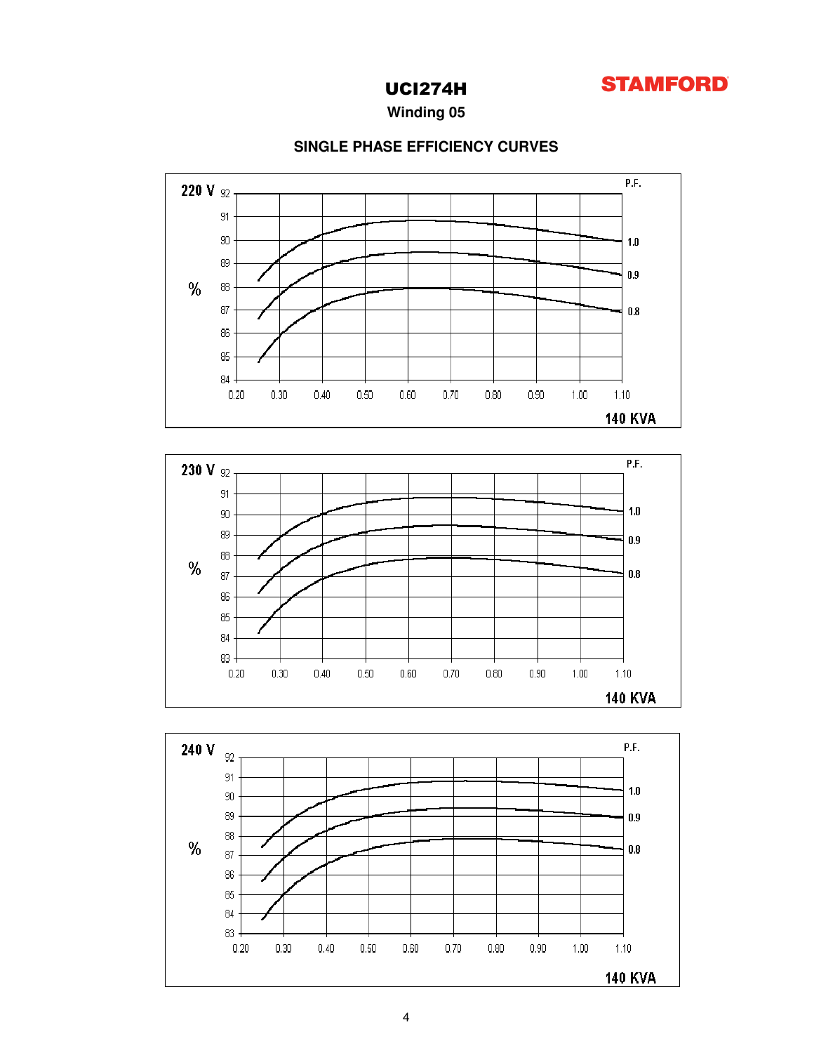# UCI274H

STAMFORD

**Winding 05**

## SINGLE PHASE EFFICIENCY CURVES

220 V

P.F.

%

1.0

0.9

0.8

140 KVA

230 V

P.F.

%

1.0

0.9

0.8

140 KVA

240 V

P.F.

%

1.0

0.9

0.8

140 KVA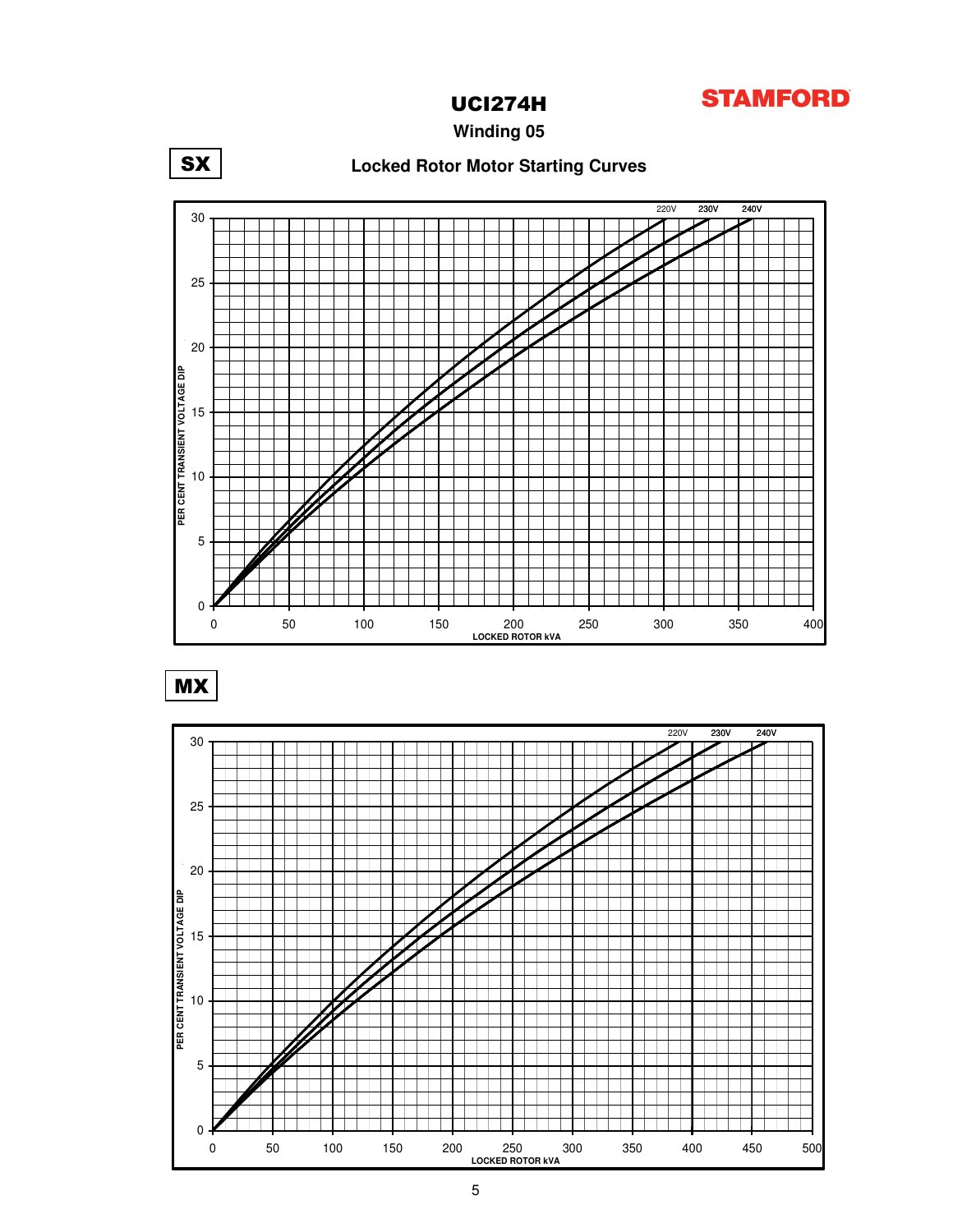# UCI274H

**STAMFORD**

## Winding 05

## Locked Rotor Motor Starting Curves

**SX**

PER CENT TRANSIENT VOLTAGE DIP

LOCKED ROTOR kVA

220V 230V 240V

**MX**

PER CENT TRANSIENT VOLTAGE DIP

LOCKED ROTOR kVA

220V 230V 240V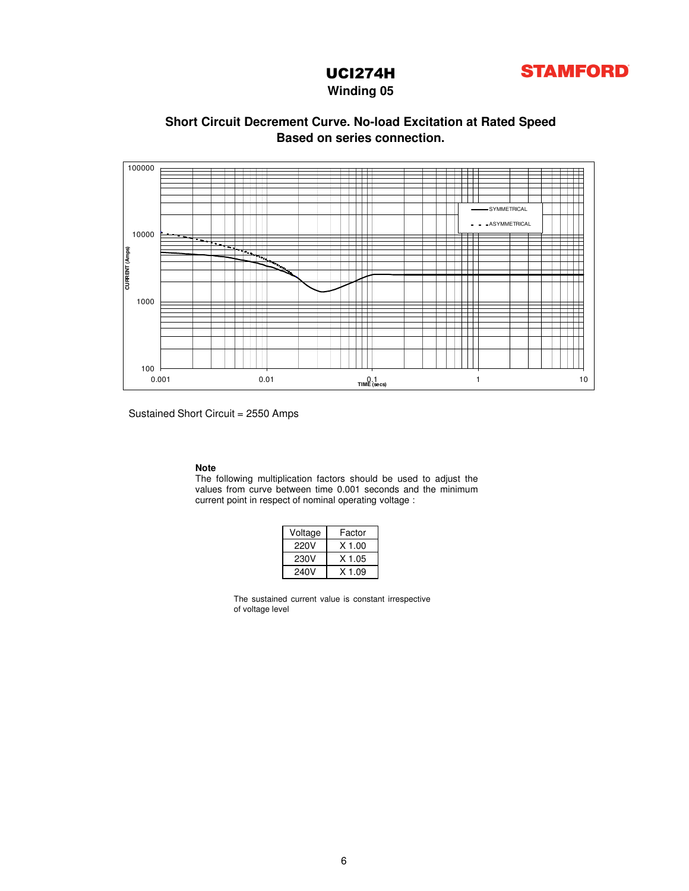# UCI274H

STAMFORD

## Winding 05

### Short Circuit Decrement Curve. No-load Excitation at Rated Speed
### Based on series connection.

Sustained Short Circuit = 2550 Amps

**Note**
The following multiplication factors should be used to adjust the values from curve between time 0.001 seconds and the minimum current point in respect of nominal operating voltage :

| Voltage | Factor |
| --- | --- |
| 220V | X 1.00 |
| 230V | X 1.05 |
| 240V | X 1.09 |

The sustained current value is constant irrespective of voltage level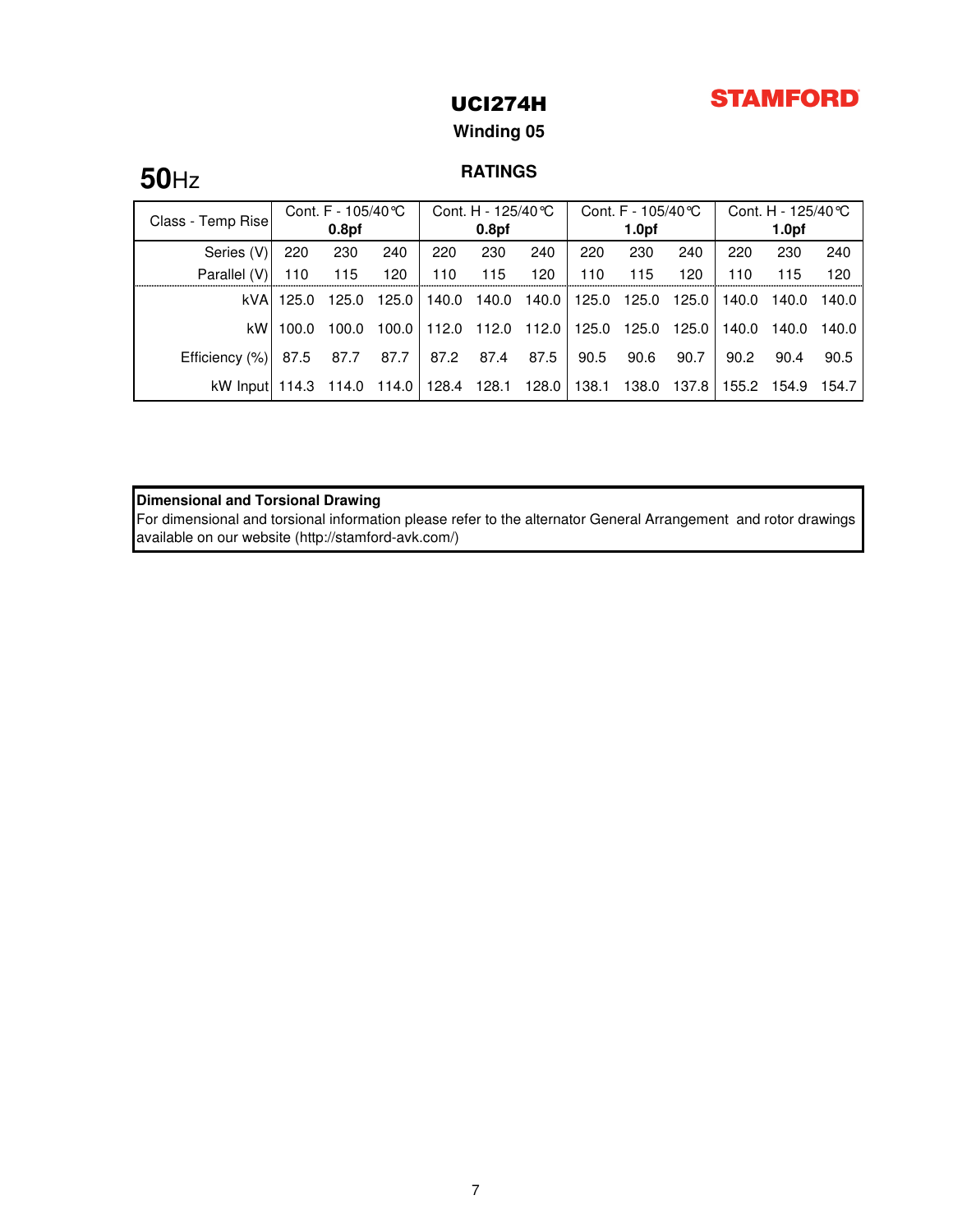**STAMFORD**

# UCI274H

## Winding 05

**50**Hz

### RATINGS

| Class - Temp Rise | Cont. F - 105/40℃ **0.8pf** | | | Cont. H - 125/40℃ **0.8pf** | | | Cont. F - 105/40℃ **1.0pf** | | | Cont. H - 125/40℃ **1.0pf** | | |
|---|---|---|---|---|---|---|---|---|---|---|---|---|
| Series (V) | 220 | 230 | 240 | 220 | 230 | 240 | 220 | 230 | 240 | 220 | 230 | 240 |
| Parallel (V) | 110 | 115 | 120 | 110 | 115 | 120 | 110 | 115 | 120 | 110 | 115 | 120 |
| kVA | 125.0 | 125.0 | 125.0 | 140.0 | 140.0 | 140.0 | 125.0 | 125.0 | 125.0 | 140.0 | 140.0 | 140.0 |
| kW | 100.0 | 100.0 | 100.0 | 112.0 | 112.0 | 112.0 | 125.0 | 125.0 | 125.0 | 140.0 | 140.0 | 140.0 |
| Efficiency (%) | 87.5 | 87.7 | 87.7 | 87.2 | 87.4 | 87.5 | 90.5 | 90.6 | 90.7 | 90.2 | 90.4 | 90.5 |
| kW Input | 114.3 | 114.0 | 114.0 | 128.4 | 128.1 | 128.0 | 138.1 | 138.0 | 137.8 | 155.2 | 154.9 | 154.7 |

**Dimensional and Torsional Drawing**

For dimensional and torsional information please refer to the alternator General Arrangement and rotor drawings available on our website (http://stamford-avk.com/)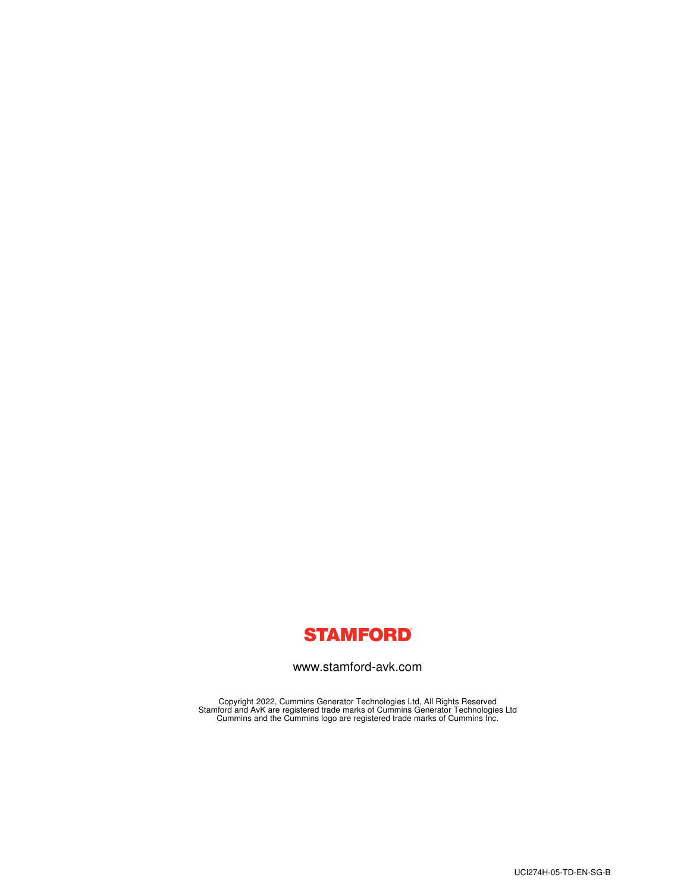**STAMFORD**®

www.stamford-avk.com

Copyright 2022, Cummins Generator Technologies Ltd, All Rights Reserved
Stamford and AvK are registered trade marks of Cummins Generator Technologies Ltd
Cummins and the Cummins logo are registered trade marks of Cummins Inc.

UCI274H-05-TD-EN-SG-B